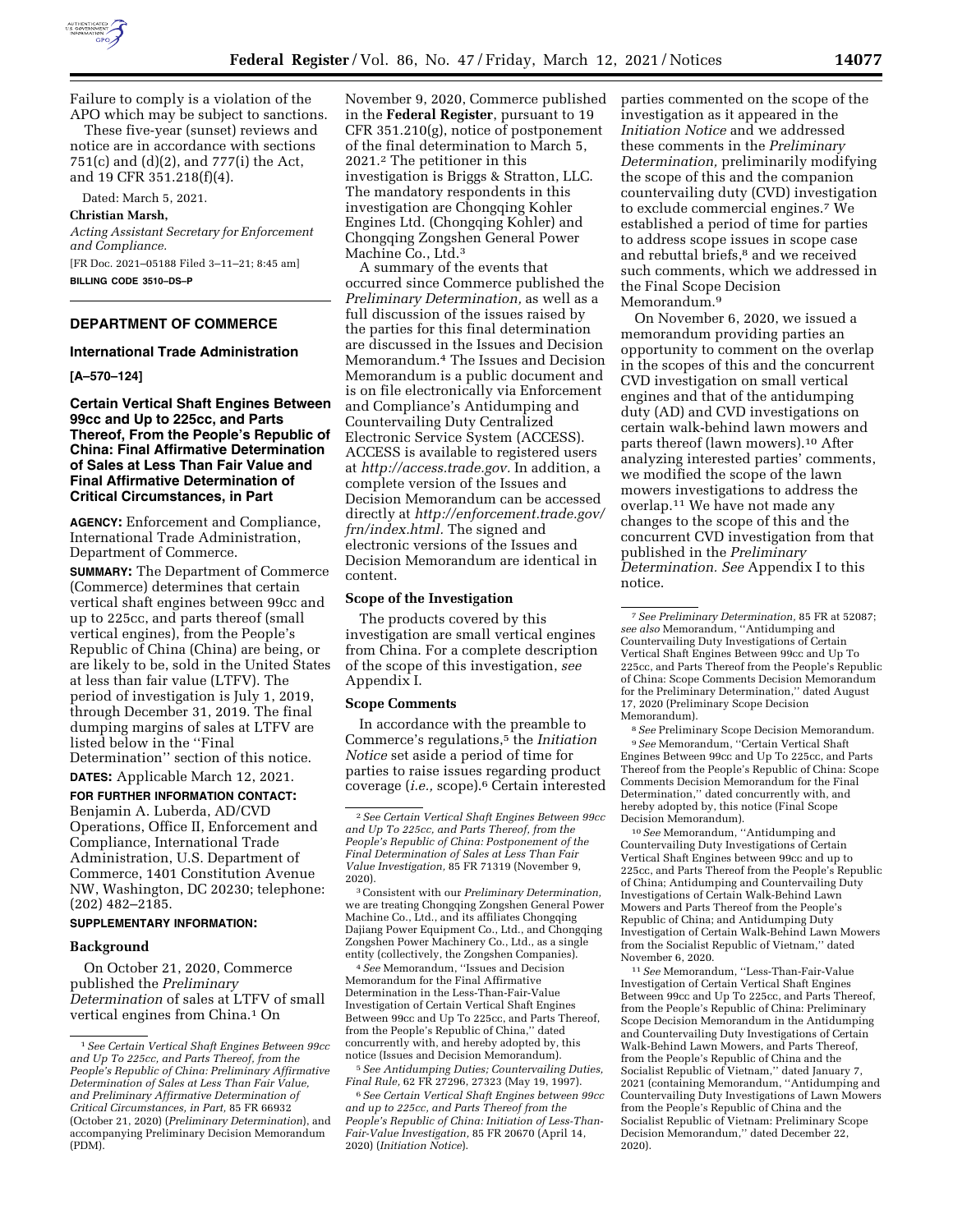Failure to comply is a violation of the APO which may be subject to sanctions.

These five-year (sunset) reviews and notice are in accordance with sections 751(c) and (d)(2), and 777(i) the Act, and 19 CFR 351.218(f)(4).

Dated: March 5, 2021.

**Christian Marsh,**

*Acting Assistant Secretary for Enforcement and Compliance.*

[FR Doc. 2021–05188 Filed 3–11–21; 8:45 am]

**BILLING CODE 3510–DS–P**

## DEPARTMENT OF COMMERCE

### International Trade Administration

**[A–570–124]**

### Certain Vertical Shaft Engines Between 99cc and Up to 225cc, and Parts Thereof, From the People's Republic of China: Final Affirmative Determination of Sales at Less Than Fair Value and Final Affirmative Determination of Critical Circumstances, in Part

**AGENCY:** Enforcement and Compliance, International Trade Administration, Department of Commerce.

**SUMMARY:** The Department of Commerce (Commerce) determines that certain vertical shaft engines between 99cc and up to 225cc, and parts thereof (small vertical engines), from the People's Republic of China (China) are being, or are likely to be, sold in the United States at less than fair value (LTFV). The period of investigation is July 1, 2019, through December 31, 2019. The final dumping margins of sales at LTFV are listed below in the ''Final Determination'' section of this notice.

**DATES:** Applicable March 12, 2021.

**FOR FURTHER INFORMATION CONTACT:** Benjamin A. Luberda, AD/CVD Operations, Office II, Enforcement and Compliance, International Trade Administration, U.S. Department of Commerce, 1401 Constitution Avenue NW, Washington, DC 20230; telephone: (202) 482–2185.

**SUPPLEMENTARY INFORMATION:**

#### Background

On October 21, 2020, Commerce published the *Preliminary Determination* of sales at LTFV of small vertical engines from China.[1] On November 9, 2020, Commerce published in the **Federal Register**, pursuant to 19 CFR 351.210(g), notice of postponement of the final determination to March 5, 2021.[2] The petitioner in this investigation is Briggs & Stratton, LLC. The mandatory respondents in this investigation are Chongqing Kohler Engines Ltd. (Chongqing Kohler) and Chongqing Zongshen General Power Machine Co., Ltd.[3]

A summary of the events that occurred since Commerce published the *Preliminary Determination,* as well as a full discussion of the issues raised by the parties for this final determination are discussed in the Issues and Decision Memorandum.[4] The Issues and Decision Memorandum is a public document and is on file electronically via Enforcement and Compliance's Antidumping and Countervailing Duty Centralized Electronic Service System (ACCESS). ACCESS is available to registered users at *http://access.trade.gov.* In addition, a complete version of the Issues and Decision Memorandum can be accessed directly at *http://enforcement.trade.gov/frn/index.html.* The signed and electronic versions of the Issues and Decision Memorandum are identical in content.

#### Scope of the Investigation

The products covered by this investigation are small vertical engines from China. For a complete description of the scope of this investigation, *see* Appendix I.

#### Scope Comments

In accordance with the preamble to Commerce's regulations,[5] the *Initiation Notice* set aside a period of time for parties to raise issues regarding product coverage (*i.e.,* scope).[6] Certain interested parties commented on the scope of the investigation as it appeared in the *Initiation Notice* and we addressed these comments in the *Preliminary Determination,* preliminarily modifying the scope of this and the companion countervailing duty (CVD) investigation to exclude commercial engines.[7] We established a period of time for parties to address scope issues in scope case and rebuttal briefs,[8] and we received such comments, which we addressed in the Final Scope Decision Memorandum.[9]

On November 6, 2020, we issued a memorandum providing parties an opportunity to comment on the overlap in the scopes of this and the concurrent CVD investigation on small vertical engines and that of the antidumping duty (AD) and CVD investigations on certain walk-behind lawn mowers and parts thereof (lawn mowers).[10] After analyzing interested parties' comments, we modified the scope of the lawn mowers investigations to address the overlap.[11] We have not made any changes to the scope of this and the concurrent CVD investigation from that published in the *Preliminary Determination. See* Appendix I to this notice.

---

[1] *See Certain Vertical Shaft Engines Between 99cc and Up To 225cc, and Parts Thereof, from the People's Republic of China: Preliminary Affirmative Determination of Sales at Less Than Fair Value, and Preliminary Affirmative Determination of Critical Circumstances, in Part,* 85 FR 66932 (October 21, 2020) (*Preliminary Determination*), and accompanying Preliminary Decision Memorandum (PDM).

[2] *See Certain Vertical Shaft Engines Between 99cc and Up To 225cc, and Parts Thereof, from the People's Republic of China: Postponement of the Final Determination of Sales at Less Than Fair Value Investigation,* 85 FR 71319 (November 9, 2020).

[3] Consistent with our *Preliminary Determination,* we are treating Chongqing Zongshen General Power Machine Co., Ltd., and its affiliates Chongqing Dajiang Power Equipment Co., Ltd., and Chongqing Zongshen Power Machinery Co., Ltd., as a single entity (collectively, the Zongshen Companies).

[4] *See* Memorandum, ''Issues and Decision Memorandum for the Final Affirmative Determination in the Less-Than-Fair-Value Investigation of Certain Vertical Shaft Engines Between 99cc and Up To 225cc, and Parts Thereof, from the People's Republic of China,'' dated concurrently with, and hereby adopted by, this notice (Issues and Decision Memorandum).

[5] *See Antidumping Duties; Countervailing Duties, Final Rule,* 62 FR 27296, 27323 (May 19, 1997).

[6] *See Certain Vertical Shaft Engines between 99cc and up to 225cc, and Parts Thereof from the People's Republic of China: Initiation of Less-Than-Fair-Value Investigation,* 85 FR 20670 (April 14, 2020) (*Initiation Notice*).

[7] *See Preliminary Determination,* 85 FR at 52087; *see also* Memorandum, ''Antidumping and Countervailing Duty Investigations of Certain Vertical Shaft Engines Between 99cc and Up To 225cc, and Parts Thereof from the People's Republic of China: Scope Comments Decision Memorandum for the Preliminary Determination,'' dated August 17, 2020 (Preliminary Scope Decision Memorandum).

[8] *See* Preliminary Scope Decision Memorandum.

[9] *See* Memorandum, ''Certain Vertical Shaft Engines Between 99cc and Up To 225cc, and Parts Thereof from the People's Republic of China: Scope Comments Decision Memorandum for the Final Determination,'' dated concurrently with, and hereby adopted by, this notice (Final Scope Decision Memorandum).

[10] *See* Memorandum, ''Antidumping and Countervailing Duty Investigations of Certain Vertical Shaft Engines between 99cc and up to 225cc, and Parts Thereof from the People's Republic of China; Antidumping and Countervailing Duty Investigations of Certain Walk-Behind Lawn Mowers and Parts Thereof from the People's Republic of China; and Antidumping Duty Investigation of Certain Walk-Behind Lawn Mowers from the Socialist Republic of Vietnam,'' dated November 6, 2020.

[11] *See* Memorandum, ''Less-Than-Fair-Value Investigation of Certain Vertical Shaft Engines Between 99cc and Up To 225cc, and Parts Thereof, from the People's Republic of China: Preliminary Scope Decision Memorandum in the Antidumping and Countervailing Duty Investigations of Certain Walk-Behind Lawn Mowers, and Parts Thereof, from the People's Republic of China and the Socialist Republic of Vietnam,'' dated January 7, 2021 (containing Memorandum, ''Antidumping and Countervailing Duty Investigations of Lawn Mowers from the People's Republic of China and the Socialist Republic of Vietnam: Preliminary Scope Decision Memorandum,'' dated December 22, 2020).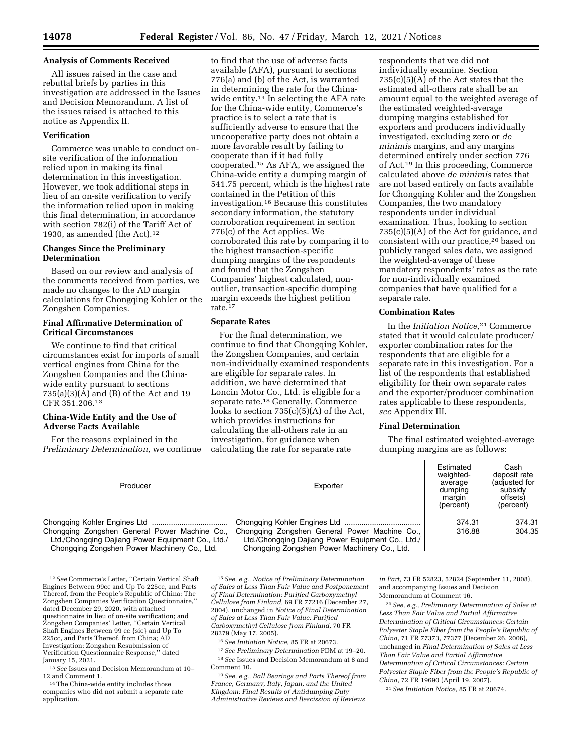### Analysis of Comments Received

All issues raised in the case and rebuttal briefs by parties in this investigation are addressed in the Issues and Decision Memorandum. A list of the issues raised is attached to this notice as Appendix II.

### Verification

Commerce was unable to conduct on-site verification of the information relied upon in making its final determination in this investigation. However, we took additional steps in lieu of an on-site verification to verify the information relied upon in making this final determination, in accordance with section 782(i) of the Tariff Act of 1930, as amended (the Act).[12]

### Changes Since the Preliminary Determination

Based on our review and analysis of the comments received from parties, we made no changes to the AD margin calculations for Chongqing Kohler or the Zongshen Companies.

### Final Affirmative Determination of Critical Circumstances

We continue to find that critical circumstances exist for imports of small vertical engines from China for the Zongshen Companies and the China-wide entity pursuant to sections 735(a)(3)(A) and (B) of the Act and 19 CFR 351.206.[13]

### China-Wide Entity and the Use of Adverse Facts Available

For the reasons explained in the *Preliminary Determination,* we continue to find that the use of adverse facts available (AFA), pursuant to sections 776(a) and (b) of the Act, is warranted in determining the rate for the China-wide entity.[14] In selecting the AFA rate for the China-wide entity, Commerce's practice is to select a rate that is sufficiently adverse to ensure that the uncooperative party does not obtain a more favorable result by failing to cooperate than if it had fully cooperated.[15] As AFA, we assigned the China-wide entity a dumping margin of 541.75 percent, which is the highest rate contained in the Petition of this investigation.[16] Because this constitutes secondary information, the statutory corroboration requirement in section 776(c) of the Act applies. We corroborated this rate by comparing it to the highest transaction-specific dumping margins of the respondents and found that the Zongshen Companies' highest calculated, non-outlier, transaction-specific dumping margin exceeds the highest petition rate.[17]

### Separate Rates

For the final determination, we continue to find that Chongqing Kohler, the Zongshen Companies, and certain non-individually examined respondents are eligible for separate rates. In addition, we have determined that Loncin Motor Co., Ltd. is eligible for a separate rate.[18] Generally, Commerce looks to section 735(c)(5)(A) of the Act, which provides instructions for calculating the all-others rate in an investigation, for guidance when calculating the rate for separate rate respondents that we did not individually examine. Section 735(c)(5)(A) of the Act states that the estimated all-others rate shall be an amount equal to the weighted average of the estimated weighted-average dumping margins established for exporters and producers individually investigated, excluding zero or *de minimis* margins, and any margins determined entirely under section 776 of Act.[19] In this proceeding, Commerce calculated above *de minimis* rates that are not based entirely on facts available for Chongqing Kohler and the Zongshen Companies, the two mandatory respondents under individual examination. Thus, looking to section 735(c)(5)(A) of the Act for guidance, and consistent with our practice,[20] based on publicly ranged sales data, we assigned the weighted-average of these mandatory respondents' rates as the rate for non-individually examined companies that have qualified for a separate rate.

### Combination Rates

In the *Initiation Notice,*[21] Commerce stated that it would calculate producer/exporter combination rates for the respondents that are eligible for a separate rate in this investigation. For a list of the respondents that established eligibility for their own separate rates and the exporter/producer combination rates applicable to these respondents, *see* Appendix III.

### Final Determination

The final estimated weighted-average dumping margins are as follows:

| Producer | Exporter | Estimated weighted-average dumping margin (percent) | Cash deposit rate (adjusted for subsidy offsets) (percent) |
|---|---|---|---|
| Chongqing Kohler Engines Ltd | Chongqing Kohler Engines Ltd | 374.31 | 374.31 |
| Chongqing Zongshen General Power Machine Co., Ltd./Chongqing Dajiang Power Equipment Co., Ltd./ Chongqing Zongshen Power Machinery Co., Ltd. | Chongqing Zongshen General Power Machine Co., Ltd./Chongqing Dajiang Power Equipment Co., Ltd./ Chongqing Zongshen Power Machinery Co., Ltd. | 316.88 | 304.35 |

---

[12] *See* Commerce's Letter, "Certain Vertical Shaft Engines Between 99cc and Up To 225cc, and Parts Thereof, from the People's Republic of China: The Zongshen Companies Verification Questionnaire," dated December 29, 2020, with attached questionnaire in lieu of on-site verification; and Zongshen Companies' Letter, "Certain Vertical Shaft Engines Between 99 cc {sic} and Up To 225cc, and Parts Thereof, from China; AD Investigation; Zongshen Resubmission of Verification Questionnaire Response," dated January 15, 2021.

[13] *See* Issues and Decision Memorandum at 10–12 and Comment 1.

[14] The China-wide entity includes those companies who did not submit a separate rate application.

[15] *See, e.g., Notice of Preliminary Determination of Sales at Less Than Fair Value and Postponement of Final Determination: Purified Carboxymethyl Cellulose from Finland,* 69 FR 77216 (December 27, 2004), unchanged in *Notice of Final Determination of Sales at Less Than Fair Value: Purified Carboxymethyl Cellulose from Finland,* 70 FR 28279 (May 17, 2005).

[16] *See Initiation Notice,* 85 FR at 20673.

[17] *See Preliminary Determination* PDM at 19–20.

[18] *See* Issues and Decision Memorandum at 8 and Comment 10.

[19] *See, e.g., Ball Bearings and Parts Thereof from France, Germany, Italy, Japan, and the United Kingdom: Final Results of Antidumping Duty Administrative Reviews and Rescission of Reviews in Part,* 73 FR 52823, 52824 (September 11, 2008), and accompanying Issues and Decision Memorandum at Comment 16.

[20] *See, e.g., Preliminary Determination of Sales at Less Than Fair Value and Partial Affirmative Determination of Critical Circumstances: Certain Polyester Staple Fiber from the People's Republic of China,* 71 FR 77373, 77377 (December 26, 2006), unchanged in *Final Determination of Sales at Less Than Fair Value and Partial Affirmative Determination of Critical Circumstances: Certain Polyester Staple Fiber from the People's Republic of China,* 72 FR 19690 (April 19, 2007).

[21] *See Initiation Notice,* 85 FR at 20674.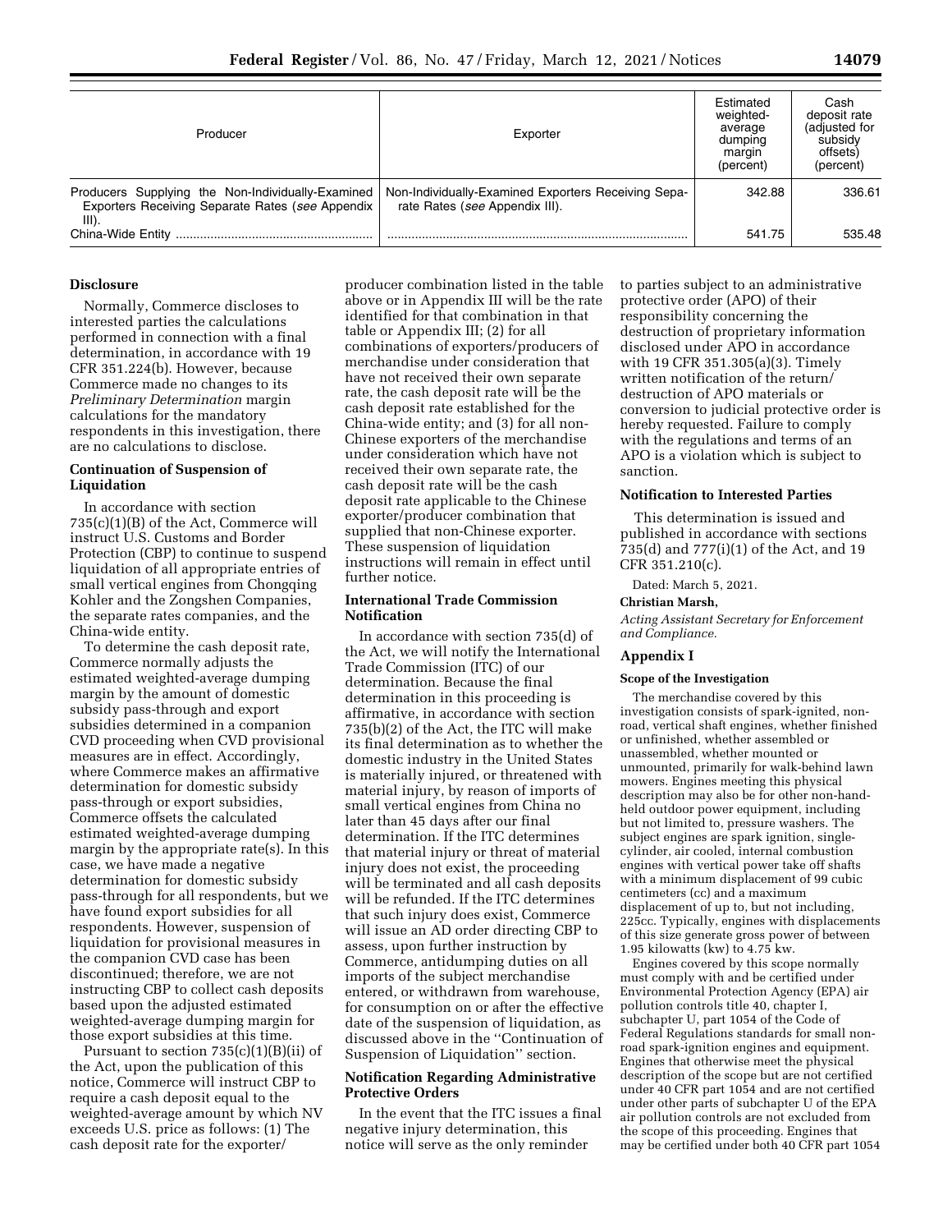| Producer | Exporter | Estimated weighted-average dumping margin (percent) | Cash deposit rate (adjusted for subsidy offsets) (percent) |
|---|---|---|---|
| Producers Supplying the Non-Individually-Examined Exporters Receiving Separate Rates (*see* Appendix III). | Non-Individually-Examined Exporters Receiving Separate Rates (*see* Appendix III). | 342.88 | 336.61 |
| China-Wide Entity | | 541.75 | 535.48 |

### Disclosure

Normally, Commerce discloses to interested parties the calculations performed in connection with a final determination, in accordance with 19 CFR 351.224(b). However, because Commerce made no changes to its *Preliminary Determination* margin calculations for the mandatory respondents in this investigation, there are no calculations to disclose.

### Continuation of Suspension of Liquidation

In accordance with section 735(c)(1)(B) of the Act, Commerce will instruct U.S. Customs and Border Protection (CBP) to continue to suspend liquidation of all appropriate entries of small vertical engines from Chongqing Kohler and the Zongshen Companies, the separate rates companies, and the China-wide entity.

To determine the cash deposit rate, Commerce normally adjusts the estimated weighted-average dumping margin by the amount of domestic subsidy pass-through and export subsidies determined in a companion CVD proceeding when CVD provisional measures are in effect. Accordingly, where Commerce makes an affirmative determination for domestic subsidy pass-through or export subsidies, Commerce offsets the calculated estimated weighted-average dumping margin by the appropriate rate(s). In this case, we have made a negative determination for domestic subsidy pass-through for all respondents, but we have found export subsidies for all respondents. However, suspension of liquidation for provisional measures in the companion CVD case has been discontinued; therefore, we are not instructing CBP to collect cash deposits based upon the adjusted estimated weighted-average dumping margin for those export subsidies at this time.

Pursuant to section 735(c)(1)(B)(ii) of the Act, upon the publication of this notice, Commerce will instruct CBP to require a cash deposit equal to the weighted-average amount by which NV exceeds U.S. price as follows: (1) The cash deposit rate for the exporter/producer combination listed in the table above or in Appendix III will be the rate identified for that combination in that table or Appendix III; (2) for all combinations of exporters/producers of merchandise under consideration that have not received their own separate rate, the cash deposit rate will be the cash deposit rate established for the China-wide entity; and (3) for all non-Chinese exporters of the merchandise under consideration which have not received their own separate rate, the cash deposit rate will be the cash deposit rate applicable to the Chinese exporter/producer combination that supplied that non-Chinese exporter. These suspension of liquidation instructions will remain in effect until further notice.

### International Trade Commission Notification

In accordance with section 735(d) of the Act, we will notify the International Trade Commission (ITC) of our determination. Because the final determination in this proceeding is affirmative, in accordance with section 735(b)(2) of the Act, the ITC will make its final determination as to whether the domestic industry in the United States is materially injured, or threatened with material injury, by reason of imports of small vertical engines from China no later than 45 days after our final determination. If the ITC determines that material injury or threat of material injury does not exist, the proceeding will be terminated and all cash deposits will be refunded. If the ITC determines that such injury does exist, Commerce will issue an AD order directing CBP to assess, upon further instruction by Commerce, antidumping duties on all imports of the subject merchandise entered, or withdrawn from warehouse, for consumption on or after the effective date of the suspension of liquidation, as discussed above in the ''Continuation of Suspension of Liquidation'' section.

### Notification Regarding Administrative Protective Orders

In the event that the ITC issues a final negative injury determination, this notice will serve as the only reminder to parties subject to an administrative protective order (APO) of their responsibility concerning the destruction of proprietary information disclosed under APO in accordance with 19 CFR 351.305(a)(3). Timely written notification of the return/destruction of APO materials or conversion to judicial protective order is hereby requested. Failure to comply with the regulations and terms of an APO is a violation which is subject to sanction.

### Notification to Interested Parties

This determination is issued and published in accordance with sections 735(d) and 777(i)(1) of the Act, and 19 CFR 351.210(c).

Dated: March 5, 2021.

**Christian Marsh,**

*Acting Assistant Secretary for Enforcement and Compliance.*

## Appendix I

### Scope of the Investigation

The merchandise covered by this investigation consists of spark-ignited, non-road, vertical shaft engines, whether finished or unfinished, whether assembled or unassembled, whether mounted or unmounted, primarily for walk-behind lawn mowers. Engines meeting this physical description may also be for other non-hand-held outdoor power equipment, including but not limited to, pressure washers. The subject engines are spark ignition, single-cylinder, air cooled, internal combustion engines with vertical power take off shafts with a minimum displacement of 99 cubic centimeters (cc) and a maximum displacement of up to, but not including, 225cc. Typically, engines with displacements of this size generate gross power of between 1.95 kilowatts (kw) to 4.75 kw.

Engines covered by this scope normally must comply with and be certified under Environmental Protection Agency (EPA) air pollution controls title 40, chapter I, subchapter U, part 1054 of the Code of Federal Regulations standards for small non-road spark-ignition engines and equipment. Engines that otherwise meet the physical description of the scope but are not certified under 40 CFR part 1054 and are not certified under other parts of subchapter U of the EPA air pollution controls are not excluded from the scope of this proceeding. Engines that may be certified under both 40 CFR part 1054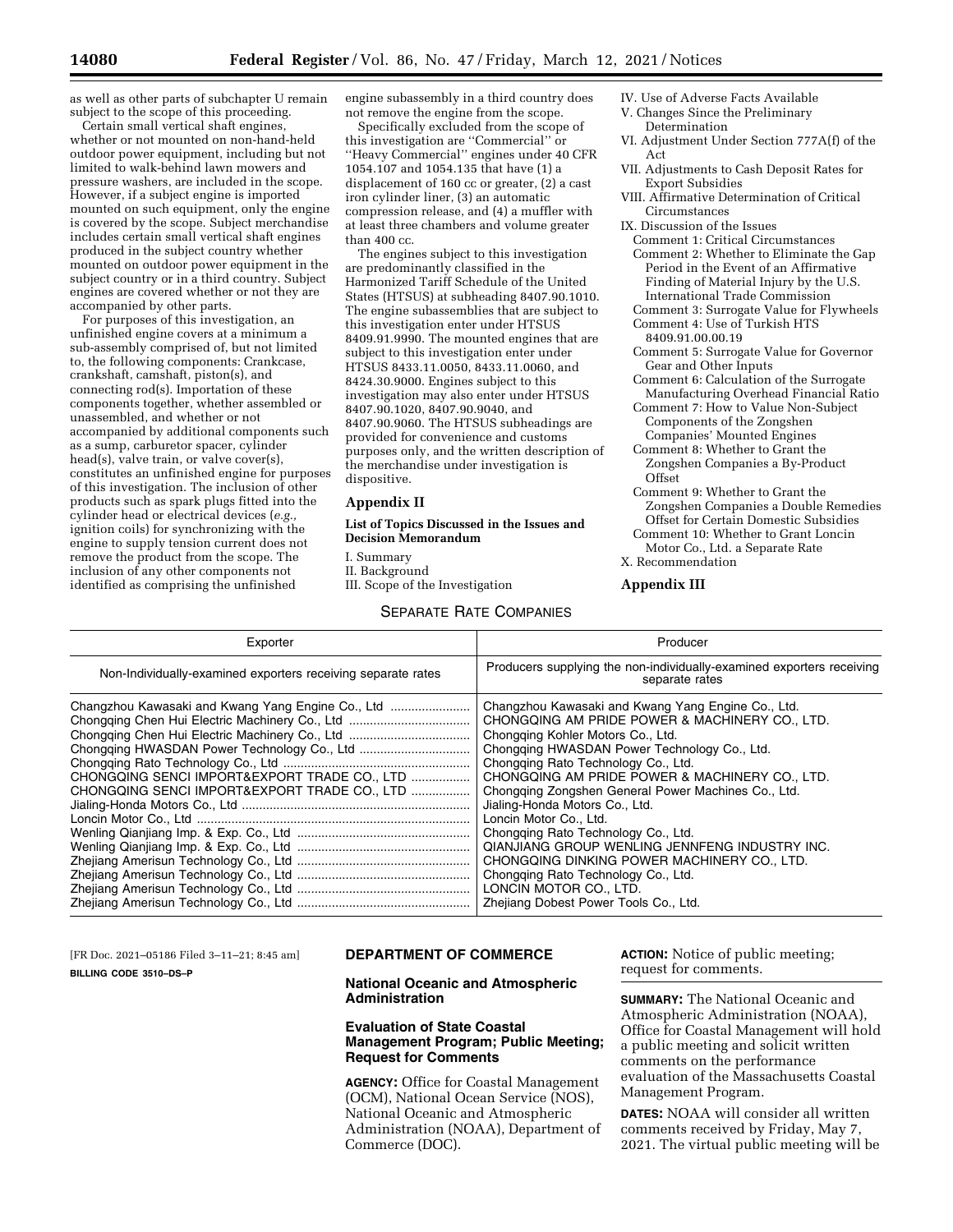as well as other parts of subchapter U remain subject to the scope of this proceeding.

Certain small vertical shaft engines, whether or not mounted on non-hand-held outdoor power equipment, including but not limited to walk-behind lawn mowers and pressure washers, are included in the scope. However, if a subject engine is imported mounted on such equipment, only the engine is covered by the scope. Subject merchandise includes certain small vertical shaft engines produced in the subject country whether mounted on outdoor power equipment in the subject country or in a third country. Subject engines are covered whether or not they are accompanied by other parts.

For purposes of this investigation, an unfinished engine covers at a minimum a sub-assembly comprised of, but not limited to, the following components: Crankcase, crankshaft, camshaft, piston(s), and connecting rod(s). Importation of these components together, whether assembled or unassembled, and whether or not accompanied by additional components such as a sump, carburetor spacer, cylinder head(s), valve train, or valve cover(s), constitutes an unfinished engine for purposes of this investigation. The inclusion of other products such as spark plugs fitted into the cylinder head or electrical devices (*e.g.,* ignition coils) for synchronizing with the engine to supply tension current does not remove the product from the scope. The inclusion of any other components not identified as comprising the unfinished engine subassembly in a third country does not remove the engine from the scope.

Specifically excluded from the scope of this investigation are ''Commercial'' or ''Heavy Commercial'' engines under 40 CFR 1054.107 and 1054.135 that have (1) a displacement of 160 cc or greater, (2) a cast iron cylinder liner, (3) an automatic compression release, and (4) a muffler with at least three chambers and volume greater than 400 cc.

The engines subject to this investigation are predominantly classified in the Harmonized Tariff Schedule of the United States (HTSUS) at subheading 8407.90.1010. The engine subassemblies that are subject to this investigation enter under HTSUS 8409.91.9990. The mounted engines that are subject to this investigation enter under HTSUS 8433.11.0050, 8433.11.0060, and 8424.30.9000. Engines subject to this investigation may also enter under HTSUS 8407.90.1020, 8407.90.9040, and 8407.90.9060. The HTSUS subheadings are provided for convenience and customs purposes only, and the written description of the merchandise under investigation is dispositive.

## Appendix II

### List of Topics Discussed in the Issues and Decision Memorandum

I. Summary
II. Background
III. Scope of the Investigation
IV. Use of Adverse Facts Available
V. Changes Since the Preliminary Determination
VI. Adjustment Under Section 777A(f) of the Act
VII. Adjustments to Cash Deposit Rates for Export Subsidies
VIII. Affirmative Determination of Critical Circumstances
IX. Discussion of the Issues
- Comment 1: Critical Circumstances
- Comment 2: Whether to Eliminate the Gap Period in the Event of an Affirmative Finding of Material Injury by the U.S. International Trade Commission
- Comment 3: Surrogate Value for Flywheels
- Comment 4: Use of Turkish HTS 8409.91.00.00.19
- Comment 5: Surrogate Value for Governor Gear and Other Inputs
- Comment 6: Calculation of the Surrogate Manufacturing Overhead Financial Ratio
- Comment 7: How to Value Non-Subject Components of the Zongshen Companies' Mounted Engines
- Comment 8: Whether to Grant the Zongshen Companies a By-Product Offset
- Comment 9: Whether to Grant the Zongshen Companies a Double Remedies Offset for Certain Domestic Subsidies
- Comment 10: Whether to Grant Loncin Motor Co., Ltd. a Separate Rate

X. Recommendation

## Appendix III

### SEPARATE RATE COMPANIES

| Exporter | Producer |
|---|---|
| Non-Individually-examined exporters receiving separate rates | Producers supplying the non-individually-examined exporters receiving separate rates |
| Changzhou Kawasaki and Kwang Yang Engine Co., Ltd | Changzhou Kawasaki and Kwang Yang Engine Co., Ltd. |
| Chongqing Chen Hui Electric Machinery Co., Ltd | CHONGQING AM PRIDE POWER & MACHINERY CO., LTD. |
| Chongqing Chen Hui Electric Machinery Co., Ltd | Chongqing Kohler Motors Co., Ltd. |
| Chongqing HWASDAN Power Technology Co., Ltd | Chongqing HWASDAN Power Technology Co., Ltd. |
| Chongqing Rato Technology Co., Ltd | Chongqing Rato Technology Co., Ltd. |
| CHONGQING SENCI IMPORT&EXPORT TRADE CO., LTD | CHONGQING AM PRIDE POWER & MACHINERY CO., LTD. |
| CHONGQING SENCI IMPORT&EXPORT TRADE CO., LTD | Chongqing Zongshen General Power Machines Co., Ltd. |
| Jialing-Honda Motors Co., Ltd | Jialing-Honda Motors Co., Ltd. |
| Loncin Motor Co., Ltd | Loncin Motor Co., Ltd. |
| Wenling Qianjiang Imp. & Exp. Co., Ltd | Chongqing Rato Technology Co., Ltd. |
| Wenling Qianjiang Imp. & Exp. Co., Ltd | QIANJIANG GROUP WENLING JENNFENG INDUSTRY INC. |
| Zhejiang Amerisun Technology Co., Ltd | CHONGQING DINKING POWER MACHINERY CO., LTD. |
| Zhejiang Amerisun Technology Co., Ltd | Chongqing Rato Technology Co., Ltd. |
| Zhejiang Amerisun Technology Co., Ltd | LONCIN MOTOR CO., LTD. |
| Zhejiang Amerisun Technology Co., Ltd | Zhejiang Dobest Power Tools Co., Ltd. |

[FR Doc. 2021–05186 Filed 3–11–21; 8:45 am]

**BILLING CODE 3510–DS–P**

## DEPARTMENT OF COMMERCE

### National Oceanic and Atmospheric Administration

### Evaluation of State Coastal Management Program; Public Meeting; Request for Comments

**AGENCY:** Office for Coastal Management (OCM), National Ocean Service (NOS), National Oceanic and Atmospheric Administration (NOAA), Department of Commerce (DOC).

**ACTION:** Notice of public meeting; request for comments.

**SUMMARY:** The National Oceanic and Atmospheric Administration (NOAA), Office for Coastal Management will hold a public meeting and solicit written comments on the performance evaluation of the Massachusetts Coastal Management Program.

**DATES:** NOAA will consider all written comments received by Friday, May 7, 2021. The virtual public meeting will be